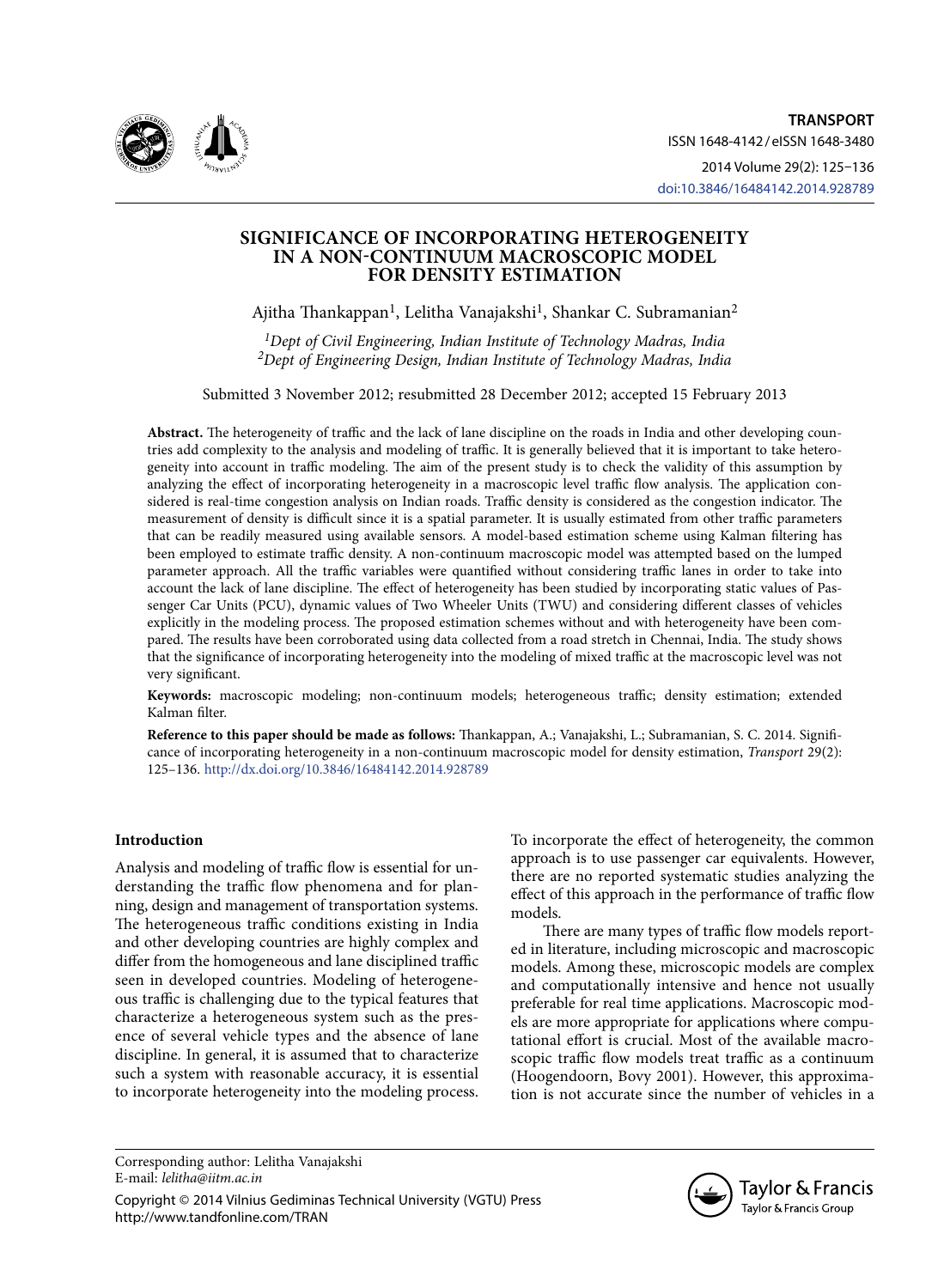# SIGNIFICANCE OF INCORPORATING HETEROGENEITY IN A NON-CONTINUUM MACROSCOPIC MODEL FOR DENSITY ESTIMATION

Ajitha Thankappan[1], Lelitha Vanajakshi[1], Shankar C. Subramanian[2]

*[1]Dept of Civil Engineering, Indian Institute of Technology Madras, India*
*[2]Dept of Engineering Design, Indian Institute of Technology Madras, India*

Submitted 3 November 2012; resubmitted 28 December 2012; accepted 15 February 2013

**Abstract.** The heterogeneity of traffic and the lack of lane discipline on the roads in India and other developing countries add complexity to the analysis and modeling of traffic. It is generally believed that it is important to take heterogeneity into account in traffic modeling. The aim of the present study is to check the validity of this assumption by analyzing the effect of incorporating heterogeneity in a macroscopic level traffic flow analysis. The application considered is real-time congestion analysis on Indian roads. Traffic density is considered as the congestion indicator. The measurement of density is difficult since it is a spatial parameter. It is usually estimated from other traffic parameters that can be readily measured using available sensors. A model-based estimation scheme using Kalman filtering has been employed to estimate traffic density. A non-continuum macroscopic model was attempted based on the lumped parameter approach. All the traffic variables were quantified without considering traffic lanes in order to take into account the lack of lane discipline. The effect of heterogeneity has been studied by incorporating static values of Passenger Car Units (PCU), dynamic values of Two Wheeler Units (TWU) and considering different classes of vehicles explicitly in the modeling process. The proposed estimation schemes without and with heterogeneity have been compared. The results have been corroborated using data collected from a road stretch in Chennai, India. The study shows that the significance of incorporating heterogeneity into the modeling of mixed traffic at the macroscopic level was not very significant.

**Keywords:** macroscopic modeling; non-continuum models; heterogeneous traffic; density estimation; extended Kalman filter.

**Reference to this paper should be made as follows:** Thankappan, A.; Vanajakshi, L.; Subramanian, S. C. 2014. Significance of incorporating heterogeneity in a non-continuum macroscopic model for density estimation, *Transport* 29(2): 125–136. http://dx.doi.org/10.3846/16484142.2014.928789

## Introduction

Analysis and modeling of traffic flow is essential for understanding the traffic flow phenomena and for planning, design and management of transportation systems. The heterogeneous traffic conditions existing in India and other developing countries are highly complex and differ from the homogeneous and lane disciplined traffic seen in developed countries. Modeling of heterogeneous traffic is challenging due to the typical features that characterize a heterogeneous system such as the presence of several vehicle types and the absence of lane discipline. In general, it is assumed that to characterize such a system with reasonable accuracy, it is essential to incorporate heterogeneity into the modeling process. To incorporate the effect of heterogeneity, the common approach is to use passenger car equivalents. However, there are no reported systematic studies analyzing the effect of this approach in the performance of traffic flow models.

There are many types of traffic flow models reported in literature, including microscopic and macroscopic models. Among these, microscopic models are complex and computationally intensive and hence not usually preferable for real time applications. Macroscopic models are more appropriate for applications where computational effort is crucial. Most of the available macroscopic traffic flow models treat traffic as a continuum (Hoogendoorn, Bovy 2001). However, this approximation is not accurate since the number of vehicles in a

Corresponding author: Lelitha Vanajakshi
E-mail: *lelitha@iitm.ac.in*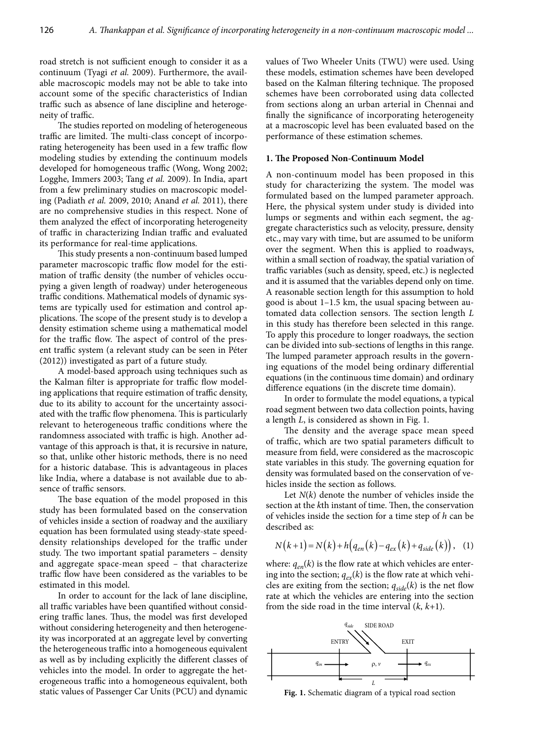road stretch is not sufficient enough to consider it as a continuum (Tyagi *et al.* 2009). Furthermore, the available macroscopic models may not be able to take into account some of the specific characteristics of Indian traffic such as absence of lane discipline and heterogeneity of traffic.

The studies reported on modeling of heterogeneous traffic are limited. The multi-class concept of incorporating heterogeneity has been used in a few traffic flow modeling studies by extending the continuum models developed for homogeneous traffic (Wong, Wong 2002; Logghe, Immers 2003; Tang *et al.* 2009). In India, apart from a few preliminary studies on macroscopic modeling (Padiath *et al.* 2009, 2010; Anand *et al.* 2011), there are no comprehensive studies in this respect. None of them analyzed the effect of incorporating heterogeneity of traffic in characterizing Indian traffic and evaluated its performance for real-time applications.

This study presents a non-continuum based lumped parameter macroscopic traffic flow model for the estimation of traffic density (the number of vehicles occupying a given length of roadway) under heterogeneous traffic conditions. Mathematical models of dynamic systems are typically used for estimation and control applications. The scope of the present study is to develop a density estimation scheme using a mathematical model for the traffic flow. The aspect of control of the present traffic system (a relevant study can be seen in Péter (2012)) investigated as part of a future study.

A model-based approach using techniques such as the Kalman filter is appropriate for traffic flow modeling applications that require estimation of traffic density, due to its ability to account for the uncertainty associated with the traffic flow phenomena. This is particularly relevant to heterogeneous traffic conditions where the randomness associated with traffic is high. Another advantage of this approach is that, it is recursive in nature, so that, unlike other historic methods, there is no need for a historic database. This is advantageous in places like India, where a database is not available due to absence of traffic sensors.

The base equation of the model proposed in this study has been formulated based on the conservation of vehicles inside a section of roadway and the auxiliary equation has been formulated using steady-state speed-density relationships developed for the traffic under study. The two important spatial parameters – density and aggregate space-mean speed – that characterize traffic flow have been considered as the variables to be estimated in this model.

In order to account for the lack of lane discipline, all traffic variables have been quantified without considering traffic lanes. Thus, the model was first developed without considering heterogeneity and then heterogeneity was incorporated at an aggregate level by converting the heterogeneous traffic into a homogeneous equivalent as well as by including explicitly the different classes of vehicles into the model. In order to aggregate the heterogeneous traffic into a homogeneous equivalent, both static values of Passenger Car Units (PCU) and dynamic values of Two Wheeler Units (TWU) were used. Using these models, estimation schemes have been developed based on the Kalman filtering technique. The proposed schemes have been corroborated using data collected from sections along an urban arterial in Chennai and finally the significance of incorporating heterogeneity at a macroscopic level has been evaluated based on the performance of these estimation schemes.

## 1. The Proposed Non-Continuum Model

A non-continuum model has been proposed in this study for characterizing the system. The model was formulated based on the lumped parameter approach. Here, the physical system under study is divided into lumps or segments and within each segment, the aggregate characteristics such as velocity, pressure, density etc., may vary with time, but are assumed to be uniform over the segment. When this is applied to roadways, within a small section of roadway, the spatial variation of traffic variables (such as density, speed, etc.) is neglected and it is assumed that the variables depend only on time. A reasonable section length for this assumption to hold good is about 1–1.5 km, the usual spacing between automated data collection sensors. The section length $L$ in this study has therefore been selected in this range. To apply this procedure to longer roadways, the section can be divided into sub-sections of lengths in this range. The lumped parameter approach results in the governing equations of the model being ordinary differential equations (in the continuous time domain) and ordinary difference equations (in the discrete time domain).

In order to formulate the model equations, a typical road segment between two data collection points, having a length $L$, is considered as shown in Fig. 1.

The density and the average space mean speed of traffic, which are two spatial parameters difficult to measure from field, were considered as the macroscopic state variables in this study. The governing equation for density was formulated based on the conservation of vehicles inside the section as follows.

Let $N(k)$ denote the number of vehicles inside the section at the $k$th instant of time. Then, the conservation of vehicles inside the section for a time step of $h$ can be described as:

$$N(k+1) = N(k) + h\left(q_{en}(k) - q_{ex}(k) + q_{side}(k)\right), \quad (1)$$

where: $q_{en}(k)$ is the flow rate at which vehicles are entering into the section; $q_{ex}(k)$ is the flow rate at which vehicles are exiting from the section; $q_{side}(k)$ is the net flow rate at which the vehicles are entering into the section from the side road in the time interval $(k, k+1)$.

$q_{side}$ SIDE ROAD
ENTRY EXIT
$q_{en}$ $\rho, v$ $q_{ex}$
$L$

**Fig. 1.** Schematic diagram of a typical road section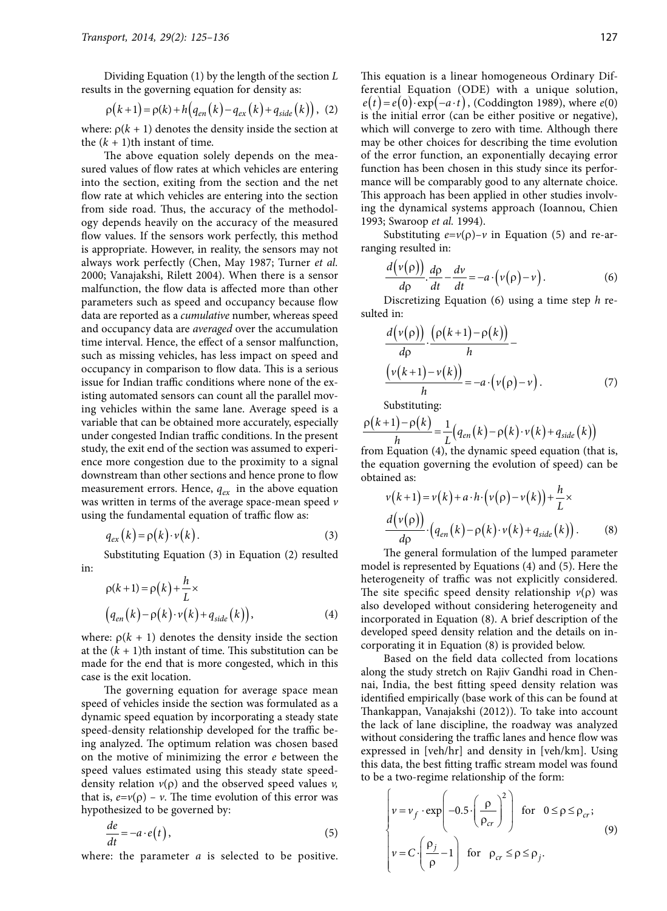Dividing Equation (1) by the length of the section $L$ results in the governing equation for density as:

$$\rho(k+1) = \rho(k) + h\left(q_{en}(k) - q_{ex}(k) + q_{side}(k)\right), \quad (2)$$

where: $\rho(k+1)$ denotes the density inside the section at the $(k+1)$th instant of time.

The above equation solely depends on the measured values of flow rates at which vehicles are entering into the section, exiting from the section and the net flow rate at which vehicles are entering into the section from side road. Thus, the accuracy of the methodology depends heavily on the accuracy of the measured flow values. If the sensors work perfectly, this method is appropriate. However, in reality, the sensors may not always work perfectly (Chen, May 1987; Turner *et al.* 2000; Vanajakshi, Rilett 2004). When there is a sensor malfunction, the flow data is affected more than other parameters such as speed and occupancy because flow data are reported as a *cumulative* number, whereas speed and occupancy data are *averaged* over the accumulation time interval. Hence, the effect of a sensor malfunction, such as missing vehicles, has less impact on speed and occupancy in comparison to flow data. This is a serious issue for Indian traffic conditions where none of the existing automated sensors can count all the parallel moving vehicles within the same lane. Average speed is a variable that can be obtained more accurately, especially under congested Indian traffic conditions. In the present study, the exit end of the section was assumed to experience more congestion due to the proximity to a signal downstream than other sections and hence prone to flow measurement errors. Hence, $q_{ex}$ in the above equation was written in terms of the average space-mean speed $v$ using the fundamental equation of traffic flow as:

$$q_{ex}(k) = \rho(k) \cdot v(k). \quad (3)$$

Substituting Equation (3) in Equation (2) resulted in:

$$\rho(k+1) = \rho(k) + \frac{h}{L} \times \left(q_{en}(k) - \rho(k) \cdot v(k) + q_{side}(k)\right), \quad (4)$$

where: $\rho(k+1)$ denotes the density inside the section at the $(k+1)$th instant of time. This substitution can be made for the end that is more congested, which in this case is the exit location.

The governing equation for average space mean speed of vehicles inside the section was formulated as a dynamic speed equation by incorporating a steady state speed-density relationship developed for the traffic being analyzed. The optimum relation was chosen based on the motive of minimizing the error $e$ between the speed values estimated using this steady state speed-density relation $v(\rho)$ and the observed speed values $v$, that is, $e = v(\rho) - v$. The time evolution of this error was hypothesized to be governed by:

$$\frac{de}{dt} = -a \cdot e(t), \quad (5)$$

where: the parameter $a$ is selected to be positive. This equation is a linear homogeneous Ordinary Differential Equation (ODE) with a unique solution, $e(t) = e(0) \cdot \exp(-a \cdot t)$, (Coddington 1989), where $e(0)$ is the initial error (can be either positive or negative), which will converge to zero with time. Although there may be other choices for describing the time evolution of the error function, an exponentially decaying error function has been chosen in this study since its performance will be comparably good to any alternate choice. This approach has been applied in other studies involving the dynamical systems approach (Ioannou, Chien 1993; Swaroop *et al.* 1994).

Substituting $e = v(\rho) - v$ in Equation (5) and re-arranging resulted in:

$$\frac{d\left(v(\rho)\right)}{d\rho} \cdot \frac{d\rho}{dt} - \frac{dv}{dt} = -a \cdot \left(v(\rho) - v\right). \quad (6)$$

Discretizing Equation (6) using a time step $h$ resulted in:

$$\frac{d\left(v(\rho)\right)}{d\rho} \cdot \frac{\left(\rho(k+1) - \rho(k)\right)}{h} - \frac{\left(v(k+1) - v(k)\right)}{h} = -a \cdot \left(v(\rho) - v\right). \quad (7)$$

Substituting:

$$\frac{\rho(k+1) - \rho(k)}{h} = \frac{1}{L}\left(q_{en}(k) - \rho(k) \cdot v(k) + q_{side}(k)\right)$$

from Equation (4), the dynamic speed equation (that is, the equation governing the evolution of speed) can be obtained as:

$$v(k+1) = v(k) + a \cdot h \cdot \left(v(\rho) - v(k)\right) + \frac{h}{L} \times \frac{d\left(v(\rho)\right)}{d\rho} \cdot \left(q_{en}(k) - \rho(k) \cdot v(k) + q_{side}(k)\right). \quad (8)$$

The general formulation of the lumped parameter model is represented by Equations (4) and (5). Here the heterogeneity of traffic was not explicitly considered. The site specific speed density relationship $v(\rho)$ was also developed without considering heterogeneity and incorporated in Equation (8). A brief description of the developed speed density relation and the details on incorporating it in Equation (8) is provided below.

Based on the field data collected from locations along the study stretch on Rajiv Gandhi road in Chennai, India, the best fitting speed density relation was identified empirically (base work of this can be found at Thankappan, Vanajakshi (2012)). To take into account the lack of lane discipline, the roadway was analyzed without considering the traffic lanes and hence flow was expressed in [veh/hr] and density in [veh/km]. Using this data, the best fitting traffic stream model was found to be a two-regime relationship of the form:

$$\begin{cases} v = v_f \cdot \exp\left(-0.5 \cdot \left(\dfrac{\rho}{\rho_{cr}}\right)^2\right) & \text{for} \quad 0 \le \rho \le \rho_{cr}; \\ v = C \cdot \left(\dfrac{\rho_j}{\rho} - 1\right) & \text{for} \quad \rho_{cr} \le \rho \le \rho_j. \end{cases} \quad (9)$$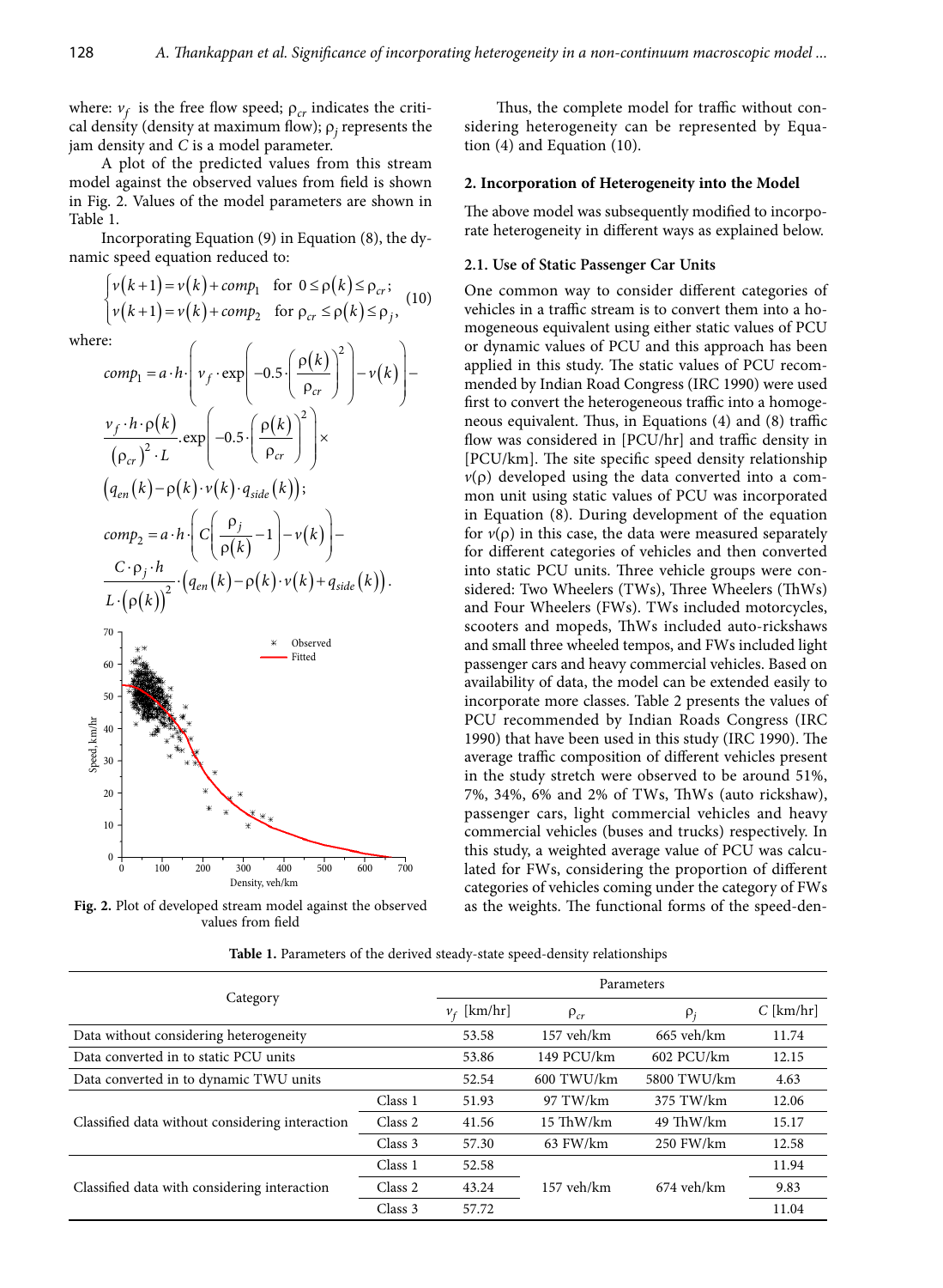where: $v_f$ is the free flow speed; $\rho_{cr}$ indicates the critical density (density at maximum flow); $\rho_j$ represents the jam density and $C$ is a model parameter.

A plot of the predicted values from this stream model against the observed values from field is shown in Fig. 2. Values of the model parameters are shown in Table 1.

Incorporating Equation (9) in Equation (8), the dynamic speed equation reduced to:

$$\begin{cases} v(k+1) = v(k) + comp_1 & \text{for } 0 \le \rho(k) \le \rho_{cr}; \\ v(k+1) = v(k) + comp_2 & \text{for } \rho_{cr} \le \rho(k) \le \rho_j, \end{cases} \quad (10)$$

where:

$$comp_1 = a \cdot h \cdot \left( v_f \cdot \exp\left( -0.5 \cdot \left( \frac{\rho(k)}{\rho_{cr}} \right)^2 \right) - v(k) \right) - \frac{v_f \cdot h \cdot \rho(k)}{(\rho_{cr})^2 \cdot L} . \exp\left( -0.5 \cdot \left( \frac{\rho(k)}{\rho_{cr}} \right)^2 \right) \times \left( q_{en}(k) - \rho(k) \cdot v(k) \cdot q_{side}(k) \right);$$

$$comp_2 = a \cdot h \cdot \left( C \left( \frac{\rho_j}{\rho(k)} - 1 \right) - v(k) \right) - \frac{C \cdot \rho_j \cdot h}{L \cdot (\rho(k))^2} \cdot \left( q_{en}(k) - \rho(k) \cdot v(k) + q_{side}(k) \right).$$

Fig. 2. Plot of developed stream model against the observed values from field

Thus, the complete model for traffic without considering heterogeneity can be represented by Equation (4) and Equation (10).

## 2. Incorporation of Heterogeneity into the Model

The above model was subsequently modified to incorporate heterogeneity in different ways as explained below.

### 2.1. Use of Static Passenger Car Units

One common way to consider different categories of vehicles in a traffic stream is to convert them into a homogeneous equivalent using either static values of PCU or dynamic values of PCU and this approach has been applied in this study. The static values of PCU recommended by Indian Road Congress (IRC 1990) were used first to convert the heterogeneous traffic into a homogeneous equivalent. Thus, in Equations (4) and (8) traffic flow was considered in [PCU/hr] and traffic density in [PCU/km]. The site specific speed density relationship $v(\rho)$ developed using the data converted into a common unit using static values of PCU was incorporated in Equation (8). During development of the equation for $v(\rho)$ in this case, the data were measured separately for different categories of vehicles and then converted into static PCU units. Three vehicle groups were considered: Two Wheelers (TWs), Three Wheelers (ThWs) and Four Wheelers (FWs). TWs included motorcycles, scooters and mopeds, ThWs included auto-rickshaws and small three wheeled tempos, and FWs included light passenger cars and heavy commercial vehicles. Based on availability of data, the model can be extended easily to incorporate more classes. Table 2 presents the values of PCU recommended by Indian Roads Congress (IRC 1990) that have been used in this study (IRC 1990). The average traffic composition of different vehicles present in the study stretch were observed to be around 51%, 7%, 34%, 6% and 2% of TWs, ThWs (auto rickshaw), passenger cars, light commercial vehicles and heavy commercial vehicles (buses and trucks) respectively. In this study, a weighted average value of PCU was calculated for FWs, considering the proportion of different categories of vehicles coming under the category of FWs as the weights. The functional forms of the speed-den-

**Table 1.** Parameters of the derived steady-state speed-density relationships

| Category | | Parameters | | | |
|---|---|---|---|---|---|
| | | $v_f$ [km/hr] | $\rho_{cr}$ | $\rho_j$ | $C$ [km/hr] |
| Data without considering heterogeneity | | 53.58 | 157 veh/km | 665 veh/km | 11.74 |
| Data converted in to static PCU units | | 53.86 | 149 PCU/km | 602 PCU/km | 12.15 |
| Data converted in to dynamic TWU units | | 52.54 | 600 TWU/km | 5800 TWU/km | 4.63 |
| Classified data without considering interaction | Class 1 | 51.93 | 97 TW/km | 375 TW/km | 12.06 |
| | Class 2 | 41.56 | 15 ThW/km | 49 ThW/km | 15.17 |
| | Class 3 | 57.30 | 63 FW/km | 250 FW/km | 12.58 |
| Classified data with considering interaction | Class 1 | 52.58 | 157 veh/km | 674 veh/km | 11.94 |
| | Class 2 | 43.24 | | | 9.83 |
| | Class 3 | 57.72 | | | 11.04 |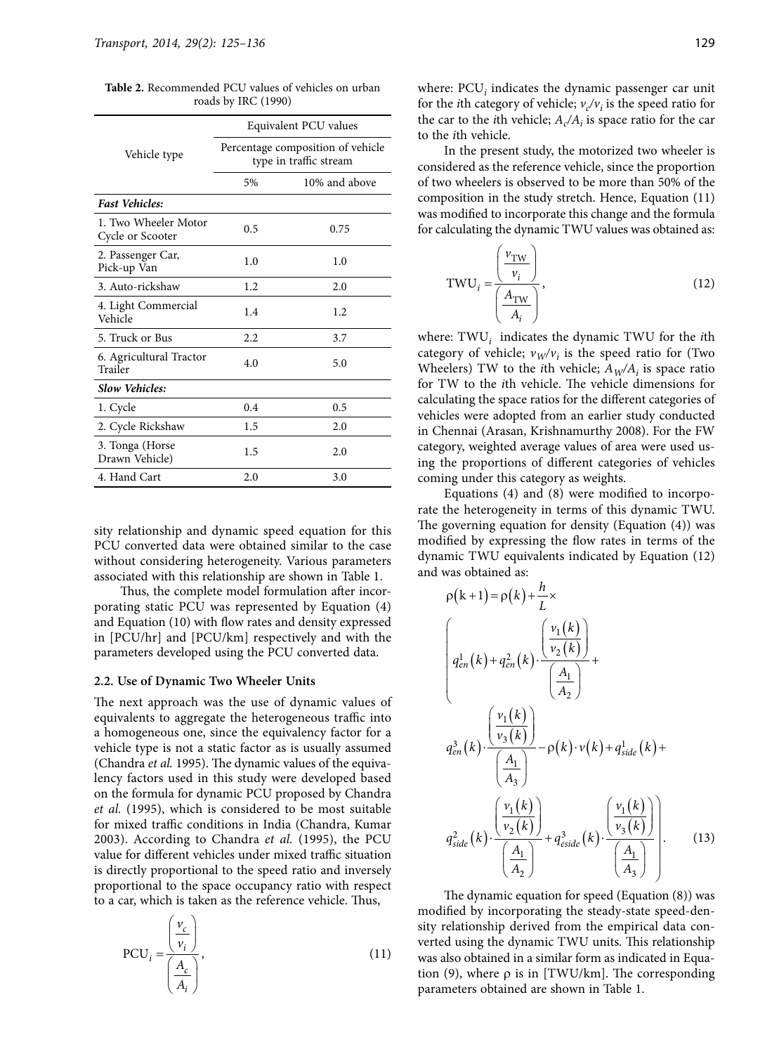**Table 2.** Recommended PCU values of vehicles on urban roads by IRC (1990)

| Vehicle type | Equivalent PCU values | |
|---|---|---|
| | Percentage composition of vehicle type in traffic stream | |
| | 5% | 10% and above |
| ***Fast Vehicles:*** | | |
| 1. Two Wheeler Motor Cycle or Scooter | 0.5 | 0.75 |
| 2. Passenger Car, Pick-up Van | 1.0 | 1.0 |
| 3. Auto-rickshaw | 1.2 | 2.0 |
| 4. Light Commercial Vehicle | 1.4 | 1.2 |
| 5. Truck or Bus | 2.2 | 3.7 |
| 6. Agricultural Tractor Trailer | 4.0 | 5.0 |
| ***Slow Vehicles:*** | | |
| 1. Cycle | 0.4 | 0.5 |
| 2. Cycle Rickshaw | 1.5 | 2.0 |
| 3. Tonga (Horse Drawn Vehicle) | 1.5 | 2.0 |
| 4. Hand Cart | 2.0 | 3.0 |

sity relationship and dynamic speed equation for this PCU converted data were obtained similar to the case without considering heterogeneity. Various parameters associated with this relationship are shown in Table 1.

Thus, the complete model formulation after incorporating static PCU was represented by Equation (4) and Equation (10) with flow rates and density expressed in [PCU/hr] and [PCU/km] respectively and with the parameters developed using the PCU converted data.

### 2.2. Use of Dynamic Two Wheeler Units

The next approach was the use of dynamic values of equivalents to aggregate the heterogeneous traffic into a homogeneous one, since the equivalency factor for a vehicle type is not a static factor as is usually assumed (Chandra *et al.* 1995). The dynamic values of the equivalency factors used in this study were developed based on the formula for dynamic PCU proposed by Chandra *et al.* (1995), which is considered to be most suitable for mixed traffic conditions in India (Chandra, Kumar 2003). According to Chandra *et al.* (1995), the PCU value for different vehicles under mixed traffic situation is directly proportional to the speed ratio and inversely proportional to the space occupancy ratio with respect to a car, which is taken as the reference vehicle. Thus,

$$\text{PCU}_i = \frac{\left(\dfrac{v_c}{v_i}\right)}{\left(\dfrac{A_c}{A_i}\right)}, \tag{11}$$

where: $\text{PCU}_i$ indicates the dynamic passenger car unit for the *i*th category of vehicle; $v_c/v_i$ is the speed ratio for the car to the *i*th vehicle; $A_c/A_i$ is space ratio for the car to the *i*th vehicle.

In the present study, the motorized two wheeler is considered as the reference vehicle, since the proportion of two wheelers is observed to be more than 50% of the composition in the study stretch. Hence, Equation (11) was modified to incorporate this change and the formula for calculating the dynamic TWU values was obtained as:

$$\text{TWU}_i = \frac{\left(\dfrac{v_{\text{TW}}}{v_i}\right)}{\left(\dfrac{A_{\text{TW}}}{A_i}\right)}, \tag{12}$$

where: $\text{TWU}_i$ indicates the dynamic TWU for the *i*th category of vehicle; $v_W/v_i$ is the speed ratio for (Two Wheelers) TW to the *i*th vehicle; $A_W/A_i$ is space ratio for TW to the *i*th vehicle. The vehicle dimensions for calculating the space ratios for the different categories of vehicles were adopted from an earlier study conducted in Chennai (Arasan, Krishnamurthy 2008). For the FW category, weighted average values of area were used using the proportions of different categories of vehicles coming under this category as weights.

Equations (4) and (8) were modified to incorporate the heterogeneity in terms of this dynamic TWU. The governing equation for density (Equation (4)) was modified by expressing the flow rates in terms of the dynamic TWU equivalents indicated by Equation (12) and was obtained as:

$$\rho(k+1) = \rho(k) + \frac{h}{L} \times \left( q_{en}^1(k) + q_{en}^2(k) \cdot \frac{\left(\dfrac{v_1(k)}{v_2(k)}\right)}{\left(\dfrac{A_1}{A_2}\right)} + q_{en}^3(k) \cdot \frac{\left(\dfrac{v_1(k)}{v_3(k)}\right)}{\left(\dfrac{A_1}{A_3}\right)} - \rho(k) \cdot v(k) + q_{side}^1(k) + q_{side}^2(k) \cdot \frac{\left(\dfrac{v_1(k)}{v_2(k)}\right)}{\left(\dfrac{A_1}{A_2}\right)} + q_{eside}^3(k) \cdot \frac{\left(\dfrac{v_1(k)}{v_3(k)}\right)}{\left(\dfrac{A_1}{A_3}\right)} \right). \tag{13}$$

The dynamic equation for speed (Equation (8)) was modified by incorporating the steady-state speed-density relationship derived from the empirical data converted using the dynamic TWU units. This relationship was also obtained in a similar form as indicated in Equation (9), where ρ is in [TWU/km]. The corresponding parameters obtained are shown in Table 1.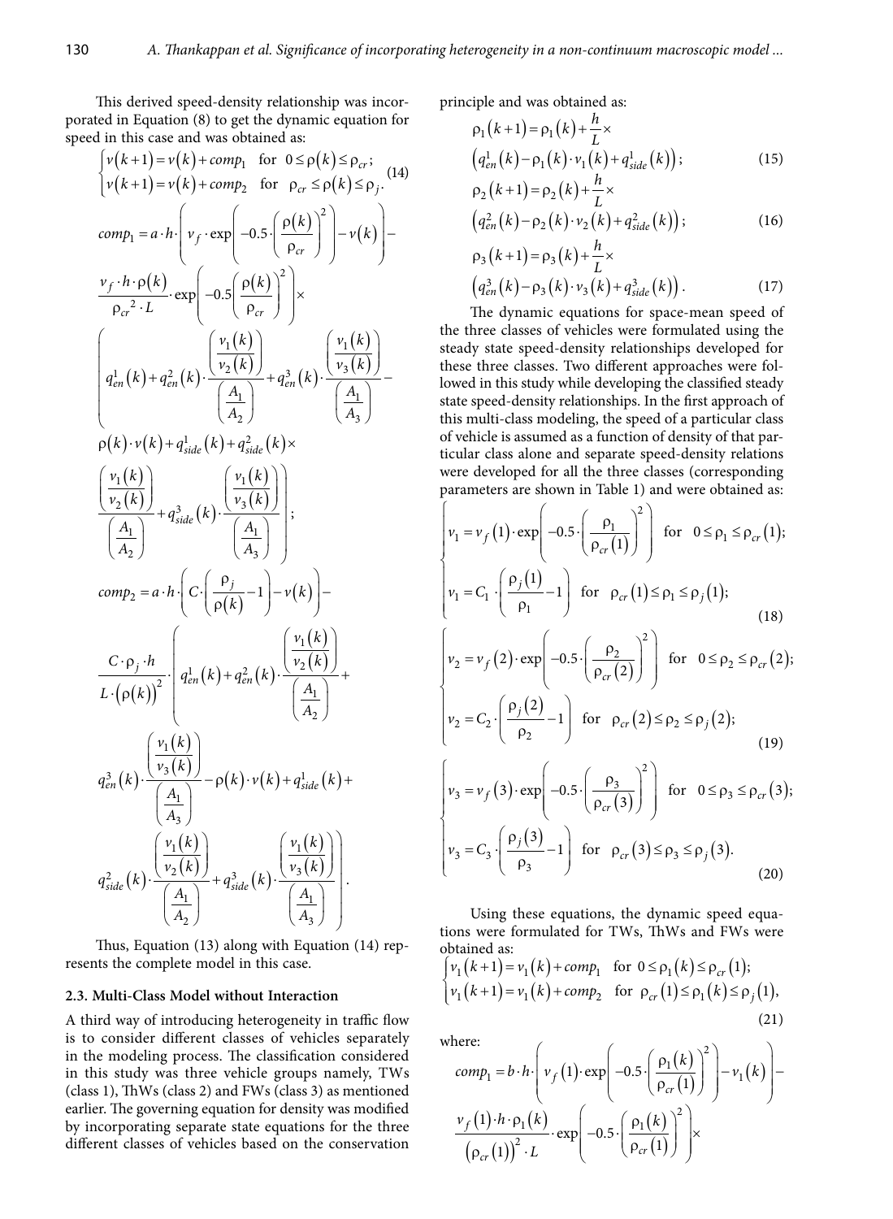This derived speed-density relationship was incorporated in Equation (8) to get the dynamic equation for speed in this case and was obtained as:

$$
\begin{cases} v(k+1) = v(k) + comp_1 & \text{for } \ 0 \le \rho(k) \le \rho_{cr}; \\ v(k+1) = v(k) + comp_2 & \text{for } \ \rho_{cr} \le \rho(k) \le \rho_j. \end{cases} \tag{14}
$$

$$
comp_1 = a \cdot h \cdot \left( v_f \cdot \exp\left( -0.5 \cdot \left( \frac{\rho(k)}{\rho_{cr}} \right)^2 \right) - v(k) \right) - \frac{v_f \cdot h \cdot \rho(k)}{\rho_{cr}^{\ 2} \cdot L} \cdot \exp\left( -0.5 \left( \frac{\rho(k)}{\rho_{cr}} \right)^2 \right) \times
$$
$$
\left( q_{en}^1(k) + q_{en}^2(k) \cdot \frac{\left( \frac{v_1(k)}{v_2(k)} \right)}{\left( \frac{A_1}{A_2} \right)} + q_{en}^3(k) \cdot \frac{\left( \frac{v_1(k)}{v_3(k)} \right)}{\left( \frac{A_1}{A_3} \right)} - \rho(k) \cdot v(k) + q_{side}^1(k) + q_{side}^2(k) \times \frac{\left( \frac{v_1(k)}{v_2(k)} \right)}{\left( \frac{A_1}{A_2} \right)} + q_{side}^3(k) \cdot \frac{\left( \frac{v_1(k)}{v_3(k)} \right)}{\left( \frac{A_1}{A_3} \right)} \right);
$$

$$
comp_2 = a \cdot h \cdot \left( C \cdot \left( \frac{\rho_j}{\rho(k)} - 1 \right) - v(k) \right) - \frac{C \cdot \rho_j \cdot h}{L \cdot (\rho(k))^2} \cdot \left( q_{en}^1(k) + q_{en}^2(k) \cdot \frac{\left( \frac{v_1(k)}{v_2(k)} \right)}{\left( \frac{A_1}{A_2} \right)} + q_{en}^3(k) \cdot \frac{\left( \frac{v_1(k)}{v_3(k)} \right)}{\left( \frac{A_1}{A_3} \right)} - \rho(k) \cdot v(k) + q_{side}^1(k) + q_{side}^2(k) \cdot \frac{\left( \frac{v_1(k)}{v_2(k)} \right)}{\left( \frac{A_1}{A_2} \right)} + q_{side}^3(k) \cdot \frac{\left( \frac{v_1(k)}{v_3(k)} \right)}{\left( \frac{A_1}{A_3} \right)} \right).
$$

Thus, Equation (13) along with Equation (14) represents the complete model in this case.

### 2.3. Multi-Class Model without Interaction

A third way of introducing heterogeneity in traffic flow is to consider different classes of vehicles separately in the modeling process. The classification considered in this study was three vehicle groups namely, TWs (class 1), ThWs (class 2) and FWs (class 3) as mentioned earlier. The governing equation for density was modified by incorporating separate state equations for the three different classes of vehicles based on the conservation principle and was obtained as:

$$
\rho_1(k+1) = \rho_1(k) + \frac{h}{L} \times \left( q_{en}^1(k) - \rho_1(k) \cdot v_1(k) + q_{side}^1(k) \right); \tag{15}
$$

$$
\rho_2(k+1) = \rho_2(k) + \frac{h}{L} \times \left( q_{en}^2(k) - \rho_2(k) \cdot v_2(k) + q_{side}^2(k) \right); \tag{16}
$$

$$
\rho_3(k+1) = \rho_3(k) + \frac{h}{L} \times \left( q_{en}^3(k) - \rho_3(k) \cdot v_3(k) + q_{side}^3(k) \right). \tag{17}
$$

The dynamic equations for space-mean speed of the three classes of vehicles were formulated using the steady state speed-density relationships developed for these three classes. Two different approaches were followed in this study while developing the classified steady state speed-density relationships. In the first approach of this multi-class modeling, the speed of a particular class of vehicle is assumed as a function of density of that particular class alone and separate speed-density relations were developed for all the three classes (corresponding parameters are shown in Table 1) and were obtained as:

$$
\begin{cases} v_1 = v_f(1) \cdot \exp\left( -0.5 \cdot \left( \frac{\rho_1}{\rho_{cr}(1)} \right)^2 \right) & \text{for } \ 0 \le \rho_1 \le \rho_{cr}(1); \\ v_1 = C_1 \cdot \left( \frac{\rho_j(1)}{\rho_1} - 1 \right) & \text{for } \ \rho_{cr}(1) \le \rho_1 \le \rho_j(1); \end{cases} \tag{18}
$$

$$
\begin{cases} v_2 = v_f(2) \cdot \exp\left( -0.5 \cdot \left( \frac{\rho_2}{\rho_{cr}(2)} \right)^2 \right) & \text{for } \ 0 \le \rho_2 \le \rho_{cr}(2); \\ v_2 = C_2 \cdot \left( \frac{\rho_j(2)}{\rho_2} - 1 \right) & \text{for } \ \rho_{cr}(2) \le \rho_2 \le \rho_j(2); \end{cases} \tag{19}
$$

$$
\begin{cases} v_3 = v_f(3) \cdot \exp\left( -0.5 \cdot \left( \frac{\rho_3}{\rho_{cr}(3)} \right)^2 \right) & \text{for } \ 0 \le \rho_3 \le \rho_{cr}(3); \\ v_3 = C_3 \cdot \left( \frac{\rho_j(3)}{\rho_3} - 1 \right) & \text{for } \ \rho_{cr}(3) \le \rho_3 \le \rho_j(3). \end{cases} \tag{20}
$$

Using these equations, the dynamic speed equations were formulated for TWs, ThWs and FWs were obtained as:

$$
\begin{cases} v_1(k+1) = v_1(k) + comp_1 & \text{for } \ 0 \le \rho_1(k) \le \rho_{cr}(1); \\ v_1(k+1) = v_1(k) + comp_2 & \text{for } \ \rho_{cr}(1) \le \rho_1(k) \le \rho_j(1), \end{cases} \tag{21}
$$

where:

$$
comp_1 = b \cdot h \cdot \left( v_f(1) \cdot \exp\left( -0.5 \cdot \left( \frac{\rho_1(k)}{\rho_{cr}(1)} \right)^2 \right) - v_1(k) \right) - \frac{v_f(1) \cdot h \cdot \rho_1(k)}{(\rho_{cr}(1))^2 \cdot L} \cdot \exp\left( -0.5 \cdot \left( \frac{\rho_1(k)}{\rho_{cr}(1)} \right)^2 \right) \times
$$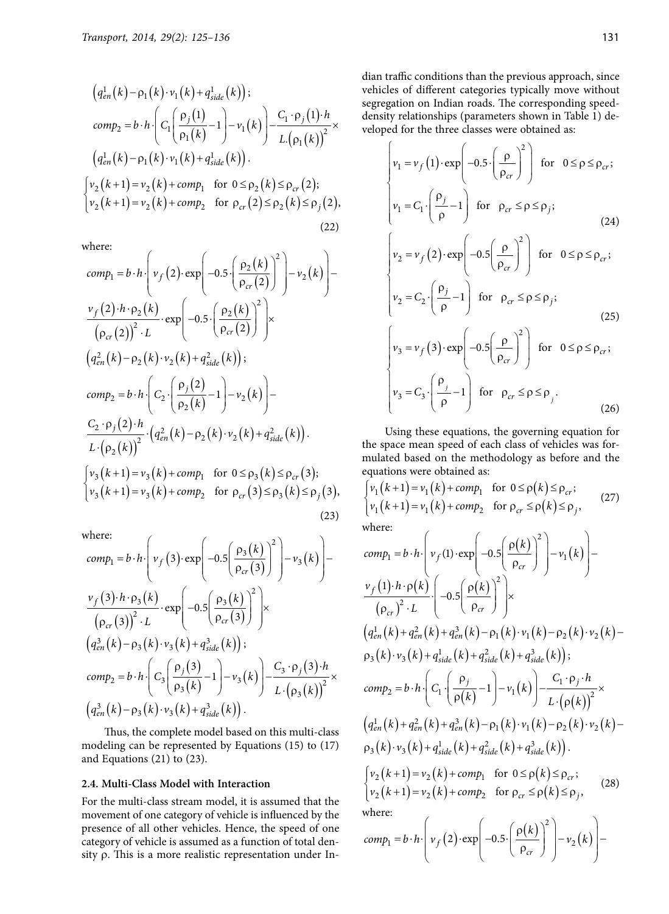$$\left(q_{en}^{1}(k)-\rho_1(k)\cdot v_1(k)+q_{side}^{1}(k)\right);$$

$$comp_2 = b\cdot h\cdot\left(C_1\left(\frac{\rho_j(1)}{\rho_1(k)}-1\right)-v_1(k)\right)-\frac{C_1\cdot\rho_j(1)\cdot h}{L.\left(\rho_1(k)\right)^2}\times$$
$$\left(q_{en}^{1}(k)-\rho_1(k)\cdot v_1(k)+q_{side}^{1}(k)\right).$$

$$\begin{cases} v_2(k+1)=v_2(k)+comp_1 & \text{for } 0\le\rho_2(k)\le\rho_{cr}(2); \\ v_2(k+1)=v_2(k)+comp_2 & \text{for } \rho_{cr}(2)\le\rho_2(k)\le\rho_j(2), \end{cases} \tag{22}$$

where:

$$comp_1 = b\cdot h\cdot\left(v_f(2)\cdot\exp\left(-0.5\cdot\left(\frac{\rho_2(k)}{\rho_{cr}(2)}\right)^2\right)-v_2(k)\right)-$$
$$\frac{v_f(2)\cdot h\cdot\rho_2(k)}{\left(\rho_{cr}(2)\right)^2\cdot L}\cdot\exp\left(-0.5\cdot\left(\frac{\rho_2(k)}{\rho_{cr}(2)}\right)^2\right)\times$$
$$\left(q_{en}^{2}(k)-\rho_2(k)\cdot v_2(k)+q_{side}^{2}(k)\right);$$

$$comp_2 = b\cdot h\cdot\left(C_2\cdot\left(\frac{\rho_j(2)}{\rho_2(k)}-1\right)-v_2(k)\right)-$$
$$\frac{C_2\cdot\rho_j(2)\cdot h}{L\cdot\left(\rho_2(k)\right)^2}\cdot\left(q_{en}^{2}(k)-\rho_2(k)\cdot v_2(k)+q_{side}^{2}(k)\right).$$

$$\begin{cases} v_3(k+1)=v_3(k)+comp_1 & \text{for } 0\le\rho_3(k)\le\rho_{cr}(3); \\ v_3(k+1)=v_3(k)+comp_2 & \text{for } \rho_{cr}(3)\le\rho_3(k)\le\rho_j(3), \end{cases} \tag{23}$$

where:

$$comp_1 = b\cdot h\cdot\left(v_f(3)\cdot\exp\left(-0.5\left(\frac{\rho_3(k)}{\rho_{cr}(3)}\right)^2\right)-v_3(k)\right)-$$
$$\frac{v_f(3)\cdot h\cdot\rho_3(k)}{\left(\rho_{cr}(3)\right)^2\cdot L}\cdot\exp\left(-0.5\left(\frac{\rho_3(k)}{\rho_{cr}(3)}\right)^2\right)\times$$
$$\left(q_{en}^{3}(k)-\rho_3(k)\cdot v_3(k)+q_{side}^{3}(k)\right);$$

$$comp_2 = b\cdot h\cdot\left(C_3\left(\frac{\rho_j(3)}{\rho_3(k)}-1\right)-v_3(k)\right)-\frac{C_3\cdot\rho_j(3)\cdot h}{L\cdot\left(\rho_3(k)\right)^2}\times$$
$$\left(q_{en}^{3}(k)-\rho_3(k)\cdot v_3(k)+q_{side}^{3}(k)\right).$$

Thus, the complete model based on this multi-class modeling can be represented by Equations (15) to (17) and Equations (21) to (23).

### 2.4. Multi-Class Model with Interaction

For the multi-class stream model, it is assumed that the movement of one category of vehicle is influenced by the presence of all other vehicles. Hence, the speed of one category of vehicle is assumed as a function of total density ρ. This is a more realistic representation under Indian traffic conditions than the previous approach, since vehicles of different categories typically move without segregation on Indian roads. The corresponding speed-density relationships (parameters shown in Table 1) developed for the three classes were obtained as:

$$\begin{cases} v_1 = v_f(1)\cdot\exp\left(-0.5\cdot\left(\frac{\rho}{\rho_{cr}}\right)^2\right) & \text{for } 0\le\rho\le\rho_{cr}; \\ v_1 = C_1\cdot\left(\frac{\rho_j}{\rho}-1\right) & \text{for } \rho_{cr}\le\rho\le\rho_j; \end{cases} \tag{24}$$

$$\begin{cases} v_2 = v_f(2)\cdot\exp\left(-0.5\left(\frac{\rho}{\rho_{cr}}\right)^2\right) & \text{for } 0\le\rho\le\rho_{cr}; \\ v_2 = C_2\cdot\left(\frac{\rho_j}{\rho}-1\right) & \text{for } \rho_{cr}\le\rho\le\rho_j; \end{cases} \tag{25}$$

$$\begin{cases} v_3 = v_f(3)\cdot\exp\left(-0.5\left(\frac{\rho}{\rho_{cr}}\right)^2\right) & \text{for } 0\le\rho\le\rho_{cr}; \\ v_3 = C_3\cdot\left(\frac{\rho_j}{\rho}-1\right) & \text{for } \rho_{cr}\le\rho\le\rho_j. \end{cases} \tag{26}$$

Using these equations, the governing equation for the space mean speed of each class of vehicles was formulated based on the methodology as before and the equations were obtained as:

$$\begin{cases} v_1(k+1)=v_1(k)+comp_1 & \text{for } 0\le\rho(k)\le\rho_{cr}; \\ v_1(k+1)=v_1(k)+comp_2 & \text{for } \rho_{cr}\le\rho(k)\le\rho_j, \end{cases} \tag{27}$$

where:

$$comp_1 = b\cdot h\cdot\left(v_f(1)\cdot\exp\left(-0.5\left(\frac{\rho(k)}{\rho_{cr}}\right)^2\right)-v_1(k)\right)-$$
$$\frac{v_f(1)\cdot h\cdot\rho(k)}{\left(\rho_{cr}\right)^2\cdot L}\cdot\left(-0.5\left(\frac{\rho(k)}{\rho_{cr}}\right)^2\right)\times$$
$$\left(q_{en}^{1}(k)+q_{en}^{2}(k)+q_{en}^{3}(k)-\rho_1(k)\cdot v_1(k)-\rho_2(k)\cdot v_2(k)-\right.$$
$$\left.\rho_3(k)\cdot v_3(k)+q_{side}^{1}(k)+q_{side}^{2}(k)+q_{side}^{3}(k)\right);$$

$$comp_2 = b\cdot h\cdot\left(C_1\cdot\left(\frac{\rho_j}{\rho(k)}-1\right)-v_1(k)\right)-\frac{C_1\cdot\rho_j\cdot h}{L\cdot\left(\rho(k)\right)^2}\times$$
$$\left(q_{en}^{1}(k)+q_{en}^{2}(k)+q_{en}^{3}(k)-\rho_1(k)\cdot v_1(k)-\rho_2(k)\cdot v_2(k)-\right.$$
$$\left.\rho_3(k)\cdot v_3(k)+q_{side}^{1}(k)+q_{side}^{2}(k)+q_{side}^{3}(k)\right).$$

$$\begin{cases} v_2(k+1)=v_2(k)+comp_1 & \text{for } 0\le\rho(k)\le\rho_{cr}; \\ v_2(k+1)=v_2(k)+comp_2 & \text{for } \rho_{cr}\le\rho(k)\le\rho_j, \end{cases} \tag{28}$$

where:

$$comp_1 = b\cdot h\cdot\left(v_f(2)\cdot\exp\left(-0.5\cdot\left(\frac{\rho(k)}{\rho_{cr}}\right)^2\right)-v_2(k)\right)-$$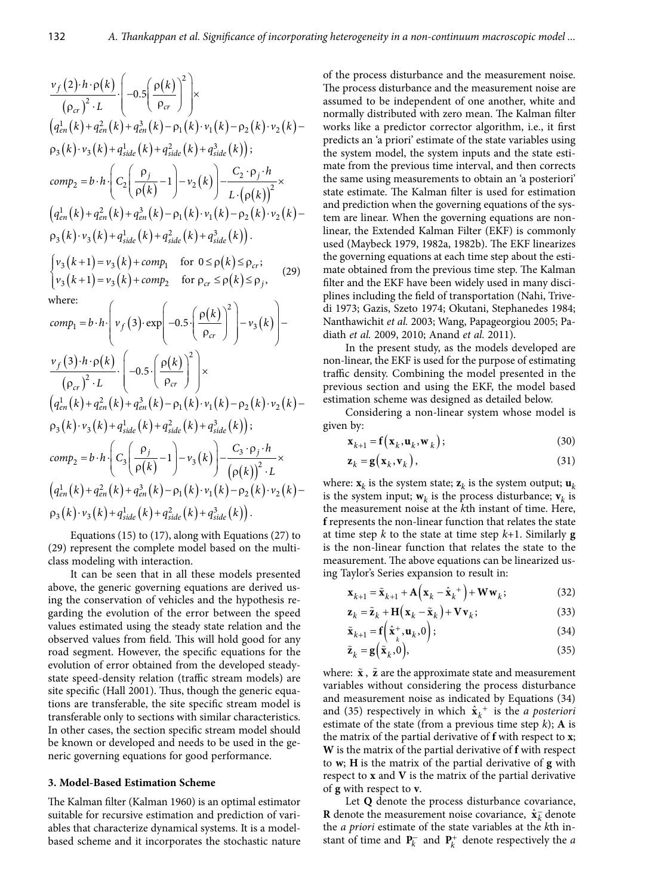$$\frac{v_f(2)\cdot h\cdot\rho(k)}{(\rho_{cr})^2\cdot L}\cdot\left(-0.5\left(\frac{\rho(k)}{\rho_{cr}}\right)^2\right)\times$$

$$\left(q_{en}^1(k)+q_{en}^2(k)+q_{en}^3(k)-\rho_1(k)\cdot v_1(k)-\rho_2(k)\cdot v_2(k)-\right.$$

$$\left.\rho_3(k)\cdot v_3(k)+q_{side}^1(k)+q_{side}^2(k)+q_{side}^3(k)\right);$$

$$comp_2=b\cdot h\cdot\left(C_2\left(\frac{\rho_j}{\rho(k)}-1\right)-v_2(k)\right)-\frac{C_2\cdot\rho_j\cdot h}{L\cdot(\rho(k))^2}\times$$

$$\left(q_{en}^1(k)+q_{en}^2(k)+q_{en}^3(k)-\rho_1(k)\cdot v_1(k)-\rho_2(k)\cdot v_2(k)-\right.$$

$$\left.\rho_3(k)\cdot v_3(k)+q_{side}^1(k)+q_{side}^2(k)+q_{side}^3(k)\right).$$

$$\begin{cases} v_3(k+1)=v_3(k)+comp_1 & \text{for } 0\le\rho(k)\le\rho_{cr};\\ v_3(k+1)=v_3(k)+comp_2 & \text{for } \rho_{cr}\le\rho(k)\le\rho_j,\end{cases}\tag{29}$$

where:

$$comp_1=b\cdot h\cdot\left(v_f(3)\cdot\exp\left(-0.5\cdot\left(\frac{\rho(k)}{\rho_{cr}}\right)^2\right)-v_3(k)\right)-$$

$$\frac{v_f(3)\cdot h\cdot\rho(k)}{(\rho_{cr})^2\cdot L}\cdot\left(-0.5\cdot\left(\frac{\rho(k)}{\rho_{cr}}\right)^2\right)\times$$

$$\left(q_{en}^1(k)+q_{en}^2(k)+q_{en}^3(k)-\rho_1(k)\cdot v_1(k)-\rho_2(k)\cdot v_2(k)-\right.$$

$$\left.\rho_3(k)\cdot v_3(k)+q_{side}^1(k)+q_{side}^2(k)+q_{side}^3(k)\right);$$

$$comp_2=b\cdot h\cdot\left(C_3\left(\frac{\rho_j}{\rho(k)}-1\right)-v_3(k)\right)-\frac{C_3\cdot\rho_j\cdot h}{(\rho(k))^2\cdot L}\times$$

$$\left(q_{en}^1(k)+q_{en}^2(k)+q_{en}^3(k)-\rho_1(k)\cdot v_1(k)-\rho_2(k)\cdot v_2(k)-\right.$$

$$\left.\rho_3(k)\cdot v_3(k)+q_{side}^1(k)+q_{side}^2(k)+q_{side}^3(k)\right).$$

Equations (15) to (17), along with Equations (27) to (29) represent the complete model based on the multi-class modeling with interaction.

It can be seen that in all these models presented above, the generic governing equations are derived using the conservation of vehicles and the hypothesis regarding the evolution of the error between the speed values estimated using the steady state relation and the observed values from field. This will hold good for any road segment. However, the specific equations for the evolution of error obtained from the developed steady-state speed-density relation (traffic stream models) are site specific (Hall 2001). Thus, though the generic equations are transferable, the site specific stream model is transferable only to sections with similar characteristics. In other cases, the section specific stream model should be known or developed and needs to be used in the generic governing equations for good performance.

## 3. Model-Based Estimation Scheme

The Kalman filter (Kalman 1960) is an optimal estimator suitable for recursive estimation and prediction of variables that characterize dynamical systems. It is a model-based scheme and it incorporates the stochastic nature of the process disturbance and the measurement noise. The process disturbance and the measurement noise are assumed to be independent of one another, white and normally distributed with zero mean. The Kalman filter works like a predictor corrector algorithm, i.e., it first predicts an 'a priori' estimate of the state variables using the system model, the system inputs and the state estimate from the previous time interval, and then corrects the same using measurements to obtain an 'a posteriori' state estimate. The Kalman filter is used for estimation and prediction when the governing equations of the system are linear. When the governing equations are non-linear, the Extended Kalman Filter (EKF) is commonly used (Maybeck 1979, 1982a, 1982b). The EKF linearizes the governing equations at each time step about the estimate obtained from the previous time step. The Kalman filter and the EKF have been widely used in many disciplines including the field of transportation (Nahi, Trivedi 1973; Gazis, Szeto 1974; Okutani, Stephanedes 1984; Nanthawichit *et al.* 2003; Wang, Papageorgiou 2005; Padiath *et al.* 2009, 2010; Anand *et al.* 2011).

In the present study, as the models developed are non-linear, the EKF is used for the purpose of estimating traffic density. Combining the model presented in the previous section and using the EKF, the model based estimation scheme was designed as detailed below.

Considering a non-linear system whose model is given by:

$$\mathbf{x}_{k+1}=\mathbf{f}(\mathbf{x}_k,\mathbf{u}_k,\mathbf{w}_k);\tag{30}$$

$$\mathbf{z}_k=\mathbf{g}(\mathbf{x}_k,\mathbf{v}_k),\tag{31}$$

where: $\mathbf{x}_k$ is the system state; $\mathbf{z}_k$ is the system output; $\mathbf{u}_k$ is the system input; $\mathbf{w}_k$ is the process disturbance; $\mathbf{v}_k$ is the measurement noise at the $k$th instant of time. Here, $\mathbf{f}$ represents the non-linear function that relates the state at time step $k$ to the state at time step $k$+1. Similarly $\mathbf{g}$ is the non-linear function that relates the state to the measurement. The above equations can be linearized using Taylor's Series expansion to result in:

$$\mathbf{x}_{k+1}=\tilde{\mathbf{x}}_{k+1}+\mathbf{A}\left(\mathbf{x}_k-\hat{\mathbf{x}}_k^{+}\right)+\mathbf{W}\mathbf{w}_k;\tag{32}$$

$$\mathbf{z}_k=\tilde{\mathbf{z}}_k+\mathbf{H}\left(\mathbf{x}_k-\tilde{\mathbf{x}}_k\right)+\mathbf{V}\mathbf{v}_k;\tag{33}$$

$$\tilde{\mathbf{x}}_{k+1}=\mathbf{f}\left(\hat{\mathbf{x}}_k^{+},\mathbf{u}_k,0\right);\tag{34}$$

$$\tilde{\mathbf{z}}_k=\mathbf{g}\left(\tilde{\mathbf{x}}_k,0\right),\tag{35}$$

where: $\tilde{\mathbf{x}}$, $\tilde{\mathbf{z}}$ are the approximate state and measurement variables without considering the process disturbance and measurement noise as indicated by Equations (34) and (35) respectively in which $\hat{\mathbf{x}}_k^{+}$ is the *a posteriori* estimate of the state (from a previous time step $k$); $\mathbf{A}$ is the matrix of the partial derivative of $\mathbf{f}$ with respect to $\mathbf{x}$; $\mathbf{W}$ is the matrix of the partial derivative of $\mathbf{f}$ with respect to $\mathbf{w}$; $\mathbf{H}$ is the matrix of the partial derivative of $\mathbf{g}$ with respect to $\mathbf{x}$ and $\mathbf{V}$ is the matrix of the partial derivative of $\mathbf{g}$ with respect to $\mathbf{v}$.

Let $\mathbf{Q}$ denote the process disturbance covariance, $\mathbf{R}$ denote the measurement noise covariance, $\hat{\mathbf{x}}_k^{-}$ denote the *a priori* estimate of the state variables at the $k$th instant of time and $\mathbf{P}_k^{-}$ and $\mathbf{P}_k^{+}$ denote respectively the *a*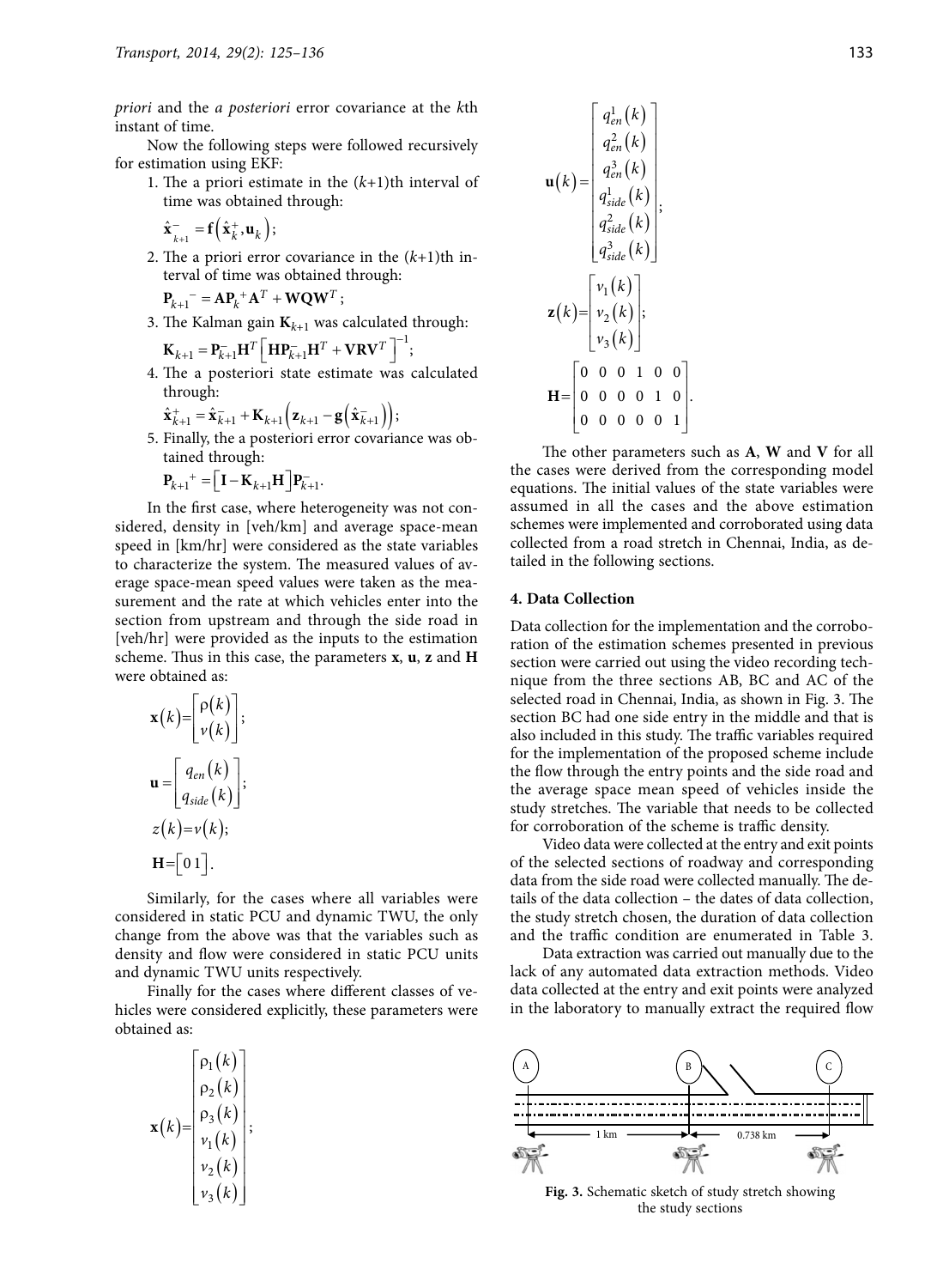priori and the *a posteriori* error covariance at the *k*th instant of time.

Now the following steps were followed recursively for estimation using EKF:

1. The a priori estimate in the $(k+1)$th interval of time was obtained through:

   $$\hat{\mathbf{x}}_{k+1}^{-} = \mathbf{f}\left(\hat{\mathbf{x}}_k^{+}, \mathbf{u}_k\right);$$

2. The a priori error covariance in the $(k+1)$th interval of time was obtained through:

   $$\mathbf{P}_{k+1}^{-} = \mathbf{A}\mathbf{P}_k^{+}\mathbf{A}^T + \mathbf{W}\mathbf{Q}\mathbf{W}^T;$$

3. The Kalman gain $\mathbf{K}_{k+1}$ was calculated through:

   $$\mathbf{K}_{k+1} = \mathbf{P}_{k+1}^{-}\mathbf{H}^T\left[\mathbf{H}\mathbf{P}_{k+1}^{-}\mathbf{H}^T + \mathbf{V}\mathbf{R}\mathbf{V}^T\right]^{-1};$$

4. The a posteriori state estimate was calculated through:

   $$\hat{\mathbf{x}}_{k+1}^{+} = \hat{\mathbf{x}}_{k+1}^{-} + \mathbf{K}_{k+1}\left(\mathbf{z}_{k+1} - \mathbf{g}\left(\hat{\mathbf{x}}_{k+1}^{-}\right)\right);$$

5. Finally, the a posteriori error covariance was obtained through:

   $$\mathbf{P}_{k+1}^{+} = \left[\mathbf{I} - \mathbf{K}_{k+1}\mathbf{H}\right]\mathbf{P}_{k+1}^{-}.$$

In the first case, where heterogeneity was not considered, density in [veh/km] and average space-mean speed in [km/hr] were considered as the state variables to characterize the system. The measured values of average space-mean speed values were taken as the measurement and the rate at which vehicles enter into the section from upstream and through the side road in [veh/hr] were provided as the inputs to the estimation scheme. Thus in this case, the parameters **x**, **u**, **z** and **H** were obtained as:

$$\mathbf{x}(k) = \begin{bmatrix} \rho(k) \\ v(k) \end{bmatrix};$$

$$\mathbf{u} = \begin{bmatrix} q_{en}(k) \\ q_{side}(k) \end{bmatrix};$$

$$z(k) = v(k);$$

$$\mathbf{H} = \begin{bmatrix} 0 \; 1 \end{bmatrix}.$$

Similarly, for the cases where all variables were considered in static PCU and dynamic TWU, the only change from the above was that the variables such as density and flow were considered in static PCU units and dynamic TWU units respectively.

Finally for the cases where different classes of vehicles were considered explicitly, these parameters were obtained as:

$$\mathbf{x}(k) = \begin{bmatrix} \rho_1(k) \\ \rho_2(k) \\ \rho_3(k) \\ v_1(k) \\ v_2(k) \\ v_3(k) \end{bmatrix};$$

$$\mathbf{u}(k) = \begin{bmatrix} q_{en}^1(k) \\ q_{en}^2(k) \\ q_{en}^3(k) \\ q_{side}^1(k) \\ q_{side}^2(k) \\ q_{side}^3(k) \end{bmatrix};$$

$$\mathbf{z}(k) = \begin{bmatrix} v_1(k) \\ v_2(k) \\ v_3(k) \end{bmatrix};$$

$$\mathbf{H} = \begin{bmatrix} 0 & 0 & 0 & 1 & 0 & 0 \\ 0 & 0 & 0 & 0 & 1 & 0 \\ 0 & 0 & 0 & 0 & 0 & 1 \end{bmatrix}.$$

The other parameters such as **A**, **W** and **V** for all the cases were derived from the corresponding model equations. The initial values of the state variables were assumed in all the cases and the above estimation schemes were implemented and corroborated using data collected from a road stretch in Chennai, India, as detailed in the following sections.

## 4. Data Collection

Data collection for the implementation and the corroboration of the estimation schemes presented in previous section were carried out using the video recording technique from the three sections AB, BC and AC of the selected road in Chennai, India, as shown in Fig. 3. The section BC had one side entry in the middle and that is also included in this study. The traffic variables required for the implementation of the proposed scheme include the flow through the entry points and the side road and the average space mean speed of vehicles inside the study stretches. The variable that needs to be collected for corroboration of the scheme is traffic density.

Video data were collected at the entry and exit points of the selected sections of roadway and corresponding data from the side road were collected manually. The details of the data collection – the dates of data collection, the study stretch chosen, the duration of data collection and the traffic condition are enumerated in Table 3.

Data extraction was carried out manually due to the lack of any automated data extraction methods. Video data collected at the entry and exit points were analyzed in the laboratory to manually extract the required flow

A B C
1 km 0.738 km

**Fig. 3.** Schematic sketch of study stretch showing the study sections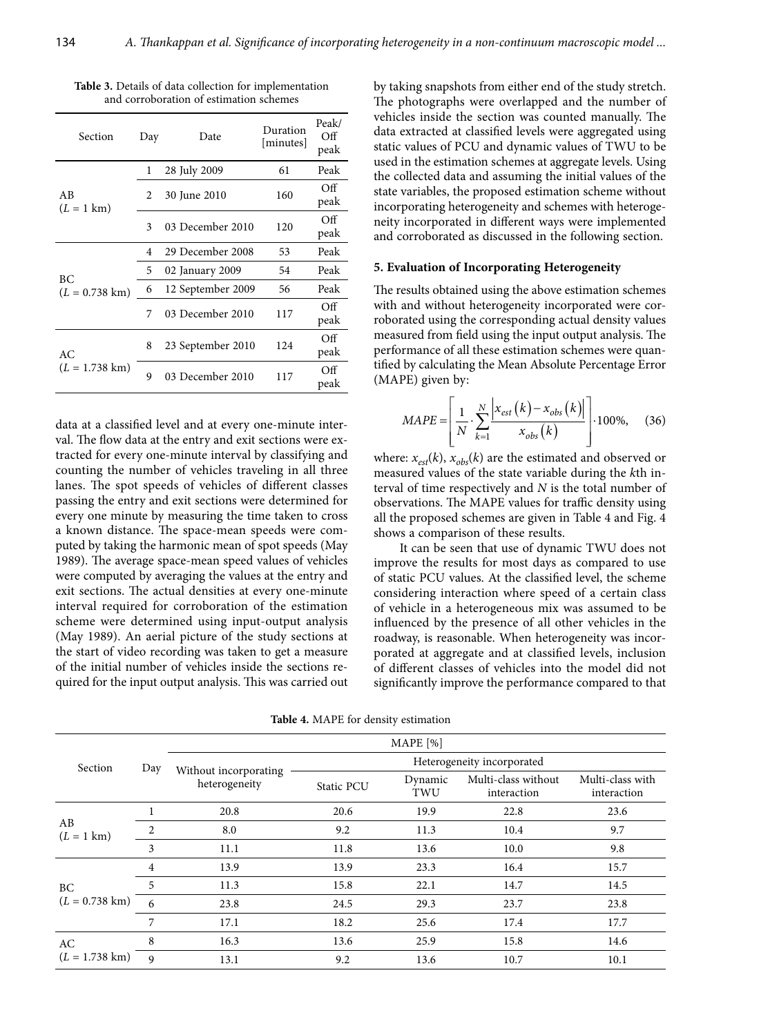**Table 3.** Details of data collection for implementation and corroboration of estimation schemes

| Section | Day | Date | Duration [minutes] | Peak/ Off peak |
|---|---|---|---|---|
| AB ($L$ = 1 km) | 1 | 28 July 2009 | 61 | Peak |
| | 2 | 30 June 2010 | 160 | Off peak |
| | 3 | 03 December 2010 | 120 | Off peak |
| BC ($L$ = 0.738 km) | 4 | 29 December 2008 | 53 | Peak |
| | 5 | 02 January 2009 | 54 | Peak |
| | 6 | 12 September 2009 | 56 | Peak |
| | 7 | 03 December 2010 | 117 | Off peak |
| AC ($L$ = 1.738 km) | 8 | 23 September 2010 | 124 | Off peak |
| | 9 | 03 December 2010 | 117 | Off peak |

data at a classified level and at every one-minute interval. The flow data at the entry and exit sections were extracted for every one-minute interval by classifying and counting the number of vehicles traveling in all three lanes. The spot speeds of vehicles of different classes passing the entry and exit sections were determined for every one minute by measuring the time taken to cross a known distance. The space-mean speeds were computed by taking the harmonic mean of spot speeds (May 1989). The average space-mean speed values of vehicles were computed by averaging the values at the entry and exit sections. The actual densities at every one-minute interval required for corroboration of the estimation scheme were determined using input-output analysis (May 1989). An aerial picture of the study sections at the start of video recording was taken to get a measure of the initial number of vehicles inside the sections required for the input output analysis. This was carried out by taking snapshots from either end of the study stretch. The photographs were overlapped and the number of vehicles inside the section was counted manually. The data extracted at classified levels were aggregated using static values of PCU and dynamic values of TWU to be used in the estimation schemes at aggregate levels. Using the collected data and assuming the initial values of the state variables, the proposed estimation scheme without incorporating heterogeneity and schemes with heterogeneity incorporated in different ways were implemented and corroborated as discussed in the following section.

## 5. Evaluation of Incorporating Heterogeneity

The results obtained using the above estimation schemes with and without heterogeneity incorporated were corroborated using the corresponding actual density values measured from field using the input output analysis. The performance of all these estimation schemes were quantified by calculating the Mean Absolute Percentage Error (MAPE) given by:

$$MAPE = \left[ \frac{1}{N} \cdot \sum_{k=1}^{N} \frac{\left| x_{est}(k) - x_{obs}(k) \right|}{x_{obs}(k)} \right] \cdot 100\%, \quad (36)$$

where: $x_{est}(k)$, $x_{obs}(k)$ are the estimated and observed or measured values of the state variable during the $k$th interval of time respectively and $N$ is the total number of observations. The MAPE values for traffic density using all the proposed schemes are given in Table 4 and Fig. 4 shows a comparison of these results.

It can be seen that use of dynamic TWU does not improve the results for most days as compared to use of static PCU values. At the classified level, the scheme considering interaction where speed of a certain class of vehicle in a heterogeneous mix was assumed to be influenced by the presence of all other vehicles in the roadway, is reasonable. When heterogeneity was incorporated at aggregate and at classified levels, inclusion of different classes of vehicles into the model did not significantly improve the performance compared to that

**Table 4.** MAPE for density estimation

| Section | Day | MAPE [%] | | | | |
|---|---|---|---|---|---|---|
| | | Without incorporating heterogeneity | Heterogeneity incorporated | | | |
| | | | Static PCU | Dynamic TWU | Multi-class without interaction | Multi-class with interaction |
| AB ($L$ = 1 km) | 1 | 20.8 | 20.6 | 19.9 | 22.8 | 23.6 |
| | 2 | 8.0 | 9.2 | 11.3 | 10.4 | 9.7 |
| | 3 | 11.1 | 11.8 | 13.6 | 10.0 | 9.8 |
| BC ($L$ = 0.738 km) | 4 | 13.9 | 13.9 | 23.3 | 16.4 | 15.7 |
| | 5 | 11.3 | 15.8 | 22.1 | 14.7 | 14.5 |
| | 6 | 23.8 | 24.5 | 29.3 | 23.7 | 23.8 |
| | 7 | 17.1 | 18.2 | 25.6 | 17.4 | 17.7 |
| AC ($L$ = 1.738 km) | 8 | 16.3 | 13.6 | 25.9 | 15.8 | 14.6 |
| | 9 | 13.1 | 9.2 | 13.6 | 10.7 | 10.1 |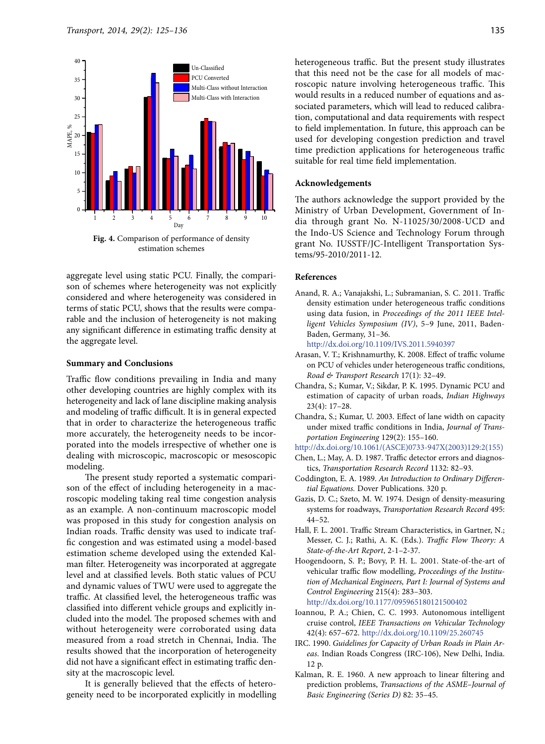40
35
30
25
MAPE, %
20
15
10
5
0

Un-Classified
PCU Converted
Multi-Class without Interaction
Multi-Class with Interaction

1 2 3 4 5 6 7 8 9 10
Day

**Fig. 4.** Comparison of performance of density estimation schemes

aggregate level using static PCU. Finally, the comparison of schemes where heterogeneity was not explicitly considered and where heterogeneity was considered in terms of static PCU, shows that the results were comparable and the inclusion of heterogeneity is not making any significant difference in estimating traffic density at the aggregate level.

## Summary and Conclusions

Traffic flow conditions prevailing in India and many other developing countries are highly complex with its heterogeneity and lack of lane discipline making analysis and modeling of traffic difficult. It is in general expected that in order to characterize the heterogeneous traffic more accurately, the heterogeneity needs to be incorporated into the models irrespective of whether one is dealing with microscopic, macroscopic or mesoscopic modeling.

The present study reported a systematic comparison of the effect of including heterogeneity in a macroscopic modeling taking real time congestion analysis as an example. A non-continuum macroscopic model was proposed in this study for congestion analysis on Indian roads. Traffic density was used to indicate traffic congestion and was estimated using a model-based estimation scheme developed using the extended Kalman filter. Heterogeneity was incorporated at aggregate level and at classified levels. Both static values of PCU and dynamic values of TWU were used to aggregate the traffic. At classified level, the heterogeneous traffic was classified into different vehicle groups and explicitly included into the model. The proposed schemes with and without heterogeneity were corroborated using data measured from a road stretch in Chennai, India. The results showed that the incorporation of heterogeneity did not have a significant effect in estimating traffic density at the macroscopic level.

It is generally believed that the effects of heterogeneity need to be incorporated explicitly in modelling heterogeneous traffic. But the present study illustrates that this need not be the case for all models of macroscopic nature involving heterogeneous traffic. This would results in a reduced number of equations and associated parameters, which will lead to reduced calibration, computational and data requirements with respect to field implementation. In future, this approach can be used for developing congestion prediction and travel time prediction applications for heterogeneous traffic suitable for real time field implementation.

## Acknowledgements

The authors acknowledge the support provided by the Ministry of Urban Development, Government of India through grant No. N-11025/30/2008-UCD and the Indo-US Science and Technology Forum through grant No. IUSSTF/JC-Intelligent Transportation Systems/95-2010/2011-12.

## References

Anand, R. A.; Vanajakshi, L.; Subramanian, S. C. 2011. Traffic density estimation under heterogeneous traffic conditions using data fusion, in *Proceedings of the 2011 IEEE Intelligent Vehicles Symposium (IV)*, 5–9 June, 2011, Baden-Baden, Germany, 31–36. http://dx.doi.org/10.1109/IVS.2011.5940397

Arasan, V. T.; Krishnamurthy, K. 2008. Effect of traffic volume on PCU of vehicles under heterogeneous traffic conditions, *Road & Transport Research* 17(1): 32–49.

Chandra, S.; Kumar, V.; Sikdar, P. K. 1995. Dynamic PCU and estimation of capacity of urban roads, *Indian Highways* 23(4): 17–28.

Chandra, S.; Kumar, U. 2003. Effect of lane width on capacity under mixed traffic conditions in India, *Journal of Transportation Engineering* 129(2): 155–160. http://dx.doi.org/10.1061/(ASCE)0733-947X(2003)129:2(155)

Chen, L.; May, A. D. 1987. Traffic detector errors and diagnostics, *Transportation Research Record* 1132: 82–93.

Coddington, E. A. 1989. *An Introduction to Ordinary Differential Equations*. Dover Publications. 320 p.

Gazis, D. C.; Szeto, M. W. 1974. Design of density-measuring systems for roadways, *Transportation Research Record* 495: 44–52.

Hall, F. L. 2001. Traffic Stream Characteristics, in Gartner, N.; Messer, C. J.; Rathi, A. K. (Eds.). *Traffic Flow Theory: A State-of-the-Art Report*, 2-1–2-37.

Hoogendoorn, S. P.; Bovy, P. H. L. 2001. State-of-the-art of vehicular traffic flow modelling, *Proceedings of the Institution of Mechanical Engineers, Part I: Journal of Systems and Control Engineering* 215(4): 283–303. http://dx.doi.org/10.1177/095965180121500402

Ioannou, P. A.; Chien, C. C. 1993. Autonomous intelligent cruise control, *IEEE Transactions on Vehicular Technology* 42(4): 657–672. http://dx.doi.org/10.1109/25.260745

IRC. 1990. *Guidelines for Capacity of Urban Roads in Plain Areas*. Indian Roads Congress (IRC-106), New Delhi, India. 12 p.

Kalman, R. E. 1960. A new approach to linear filtering and prediction problems, *Transactions of the ASME–Journal of Basic Engineering (Series D)* 82: 35–45.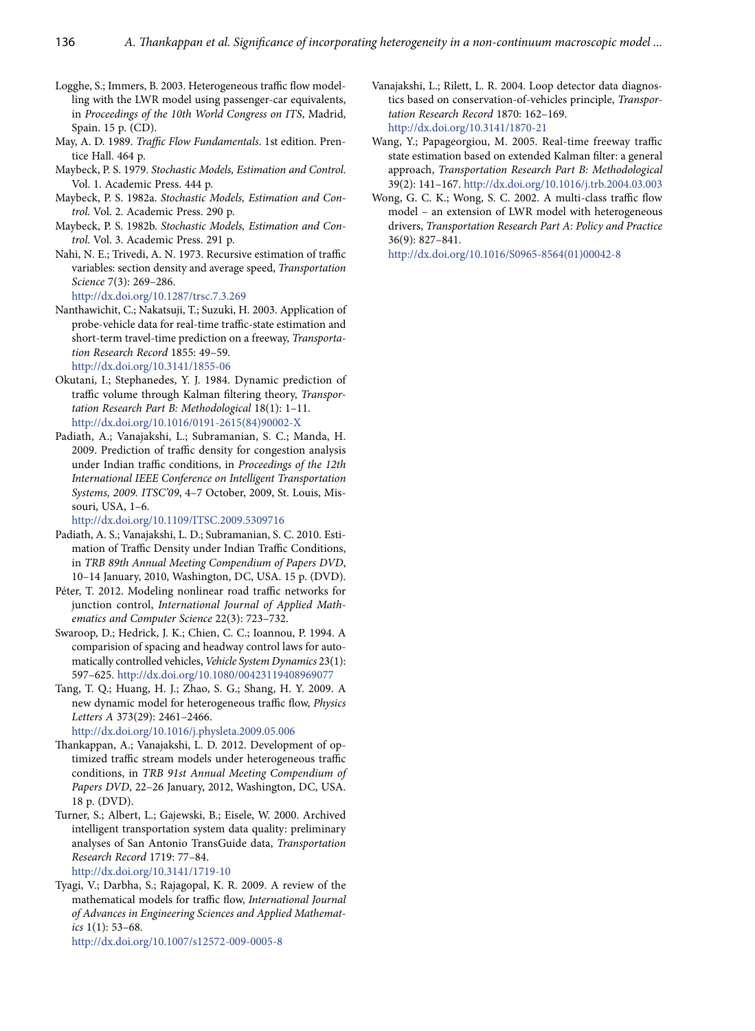Logghe, S.; Immers, B. 2003. Heterogeneous traffic flow modelling with the LWR model using passenger-car equivalents, in *Proceedings of the 10th World Congress on ITS*, Madrid, Spain. 15 p. (CD).

May, A. D. 1989. *Traffic Flow Fundamentals*. 1st edition. Prentice Hall. 464 p.

Maybeck, P. S. 1979. *Stochastic Models, Estimation and Control*. Vol. 1. Academic Press. 444 p.

Maybeck, P. S. 1982a. *Stochastic Models, Estimation and Control*. Vol. 2. Academic Press. 290 p.

Maybeck, P. S. 1982b. *Stochastic Models, Estimation and Control*. Vol. 3. Academic Press. 291 p.

Nahi, N. E.; Trivedi, A. N. 1973. Recursive estimation of traffic variables: section density and average speed, *Transportation Science* 7(3): 269–286. http://dx.doi.org/10.1287/trsc.7.3.269

Nanthawichit, C.; Nakatsuji, T.; Suzuki, H. 2003. Application of probe-vehicle data for real-time traffic-state estimation and short-term travel-time prediction on a freeway, *Transportation Research Record* 1855: 49–59. http://dx.doi.org/10.3141/1855-06

Okutani, I.; Stephanedes, Y. J. 1984. Dynamic prediction of traffic volume through Kalman filtering theory, *Transportation Research Part B: Methodological* 18(1): 1–11. http://dx.doi.org/10.1016/0191-2615(84)90002-X

Padiath, A.; Vanajakshi, L.; Subramanian, S. C.; Manda, H. 2009. Prediction of traffic density for congestion analysis under Indian traffic conditions, in *Proceedings of the 12th International IEEE Conference on Intelligent Transportation Systems, 2009. ITSC'09*, 4–7 October, 2009, St. Louis, Missouri, USA, 1–6. http://dx.doi.org/10.1109/ITSC.2009.5309716

Padiath, A. S.; Vanajakshi, L. D.; Subramanian, S. C. 2010. Estimation of Traffic Density under Indian Traffic Conditions, in *TRB 89th Annual Meeting Compendium of Papers DVD*, 10–14 January, 2010, Washington, DC, USA. 15 p. (DVD).

Péter, T. 2012. Modeling nonlinear road traffic networks for junction control, *International Journal of Applied Mathematics and Computer Science* 22(3): 723–732.

Swaroop, D.; Hedrick, J. K.; Chien, C. C.; Ioannou, P. 1994. A comparision of spacing and headway control laws for automatically controlled vehicles, *Vehicle System Dynamics* 23(1): 597–625. http://dx.doi.org/10.1080/00423119408969077

Tang, T. Q.; Huang, H. J.; Zhao, S. G.; Shang, H. Y. 2009. A new dynamic model for heterogeneous traffic flow, *Physics Letters A* 373(29): 2461–2466. http://dx.doi.org/10.1016/j.physleta.2009.05.006

Thankappan, A.; Vanajakshi, L. D. 2012. Development of optimized traffic stream models under heterogeneous traffic conditions, in *TRB 91st Annual Meeting Compendium of Papers DVD*, 22–26 January, 2012, Washington, DC, USA. 18 p. (DVD).

Turner, S.; Albert, L.; Gajewski, B.; Eisele, W. 2000. Archived intelligent transportation system data quality: preliminary analyses of San Antonio TransGuide data, *Transportation Research Record* 1719: 77–84. http://dx.doi.org/10.3141/1719-10

Tyagi, V.; Darbha, S.; Rajagopal, K. R. 2009. A review of the mathematical models for traffic flow, *International Journal of Advances in Engineering Sciences and Applied Mathematics* 1(1): 53–68. http://dx.doi.org/10.1007/s12572-009-0005-8

Vanajakshi, L.; Rilett, L. R. 2004. Loop detector data diagnostics based on conservation-of-vehicles principle, *Transportation Research Record* 1870: 162–169. http://dx.doi.org/10.3141/1870-21

Wang, Y.; Papageorgiou, M. 2005. Real-time freeway traffic state estimation based on extended Kalman filter: a general approach, *Transportation Research Part B: Methodological* 39(2): 141–167. http://dx.doi.org/10.1016/j.trb.2004.03.003

Wong, G. C. K.; Wong, S. C. 2002. A multi-class traffic flow model – an extension of LWR model with heterogeneous drivers, *Transportation Research Part A: Policy and Practice* 36(9): 827–841. http://dx.doi.org/10.1016/S0965-8564(01)00042-8